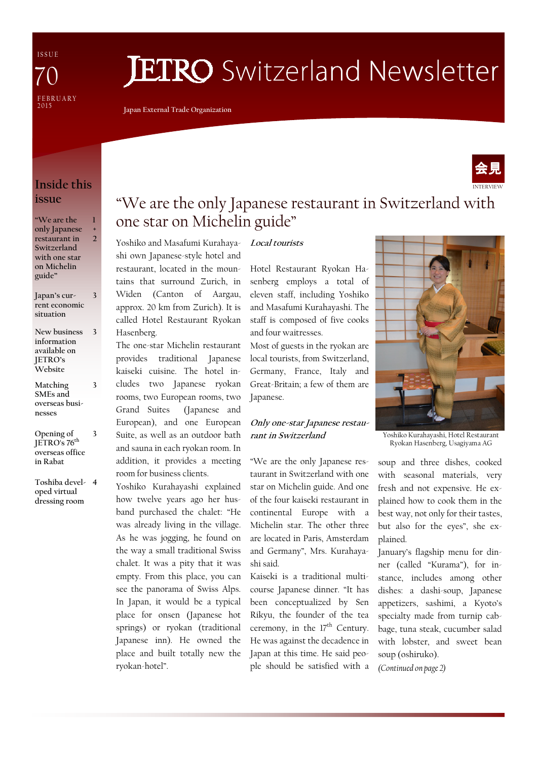ISSUE 70

FEBRUARY 2015

# JETRO Switzerland Newsletter

Japan External Trade Organization

## Inside this issue

- "We are the only Japanese restaurant in Switzerland with one star on Michelin guide" — 1 + 2
- Japan's current economic situation — 3
- New business information available on JETRO's Website — 3
- Matching SMEs and overseas businesses — 3
- Opening of JETRO's 76th overseas office in Rabat — 3
- Toshiba developed virtual dressing room — 4

会見 INTERVIEW

## "We are the only Japanese restaurant in Switzerland with one star on Michelin guide"

Yoshiko and Masafumi Kurahayashi own Japanese-style hotel and restaurant, located in the mountains that surround Zurich, in Widen (Canton of Aargau, approx. 20 km from Zurich). It is called Hotel Restaurant Ryokan Hasenberg.

The one-star Michelin restaurant provides traditional Japanese kaiseki cuisine. The hotel includes two Japanese ryokan rooms, two European rooms, two Grand Suites (Japanese and European), and one European Suite, as well as an outdoor bath and sauna in each ryokan room. In addition, it provides a meeting room for business clients.

Yoshiko Kurahayashi explained how twelve years ago her husband purchased the chalet: "He was already living in the village. As he was jogging, he found on the way a small traditional Swiss chalet. It was a pity that it was empty. From this place, you can see the panorama of Swiss Alps. In Japan, it would be a typical place for onsen (Japanese hot springs) or ryokan (traditional Japanese inn). He owned the place and built totally new the ryokan-hotel".

### *Local tourists*

Hotel Restaurant Ryokan Hasenberg employs a total of eleven staff, including Yoshiko and Masafumi Kurahayashi. The staff is composed of five cooks and four waitresses.

Most of guests in the ryokan are local tourists, from Switzerland, Germany, France, Italy and Great-Britain; a few of them are Japanese.

### *Only one-star Japanese restaurant in Switzerland*

"We are the only Japanese restaurant in Switzerland with one star on Michelin guide. And one of the four kaiseki restaurant in continental Europe with a Michelin star. The other three are located in Paris, Amsterdam and Germany", Mrs. Kurahayashi said.

Kaiseki is a traditional multi-course Japanese dinner. "It has been conceptualized by Sen Rikyu, the founder of the tea ceremony, in the 17th Century. He was against the decadence in Japan at this time. He said people should be satisfied with a soup and three dishes, cooked with seasonal materials, very fresh and not expensive. He explained how to cook them in the best way, not only for their tastes, but also for the eyes", she explained.

January's flagship menu for dinner (called "Kurama"), for instance, includes among other dishes: a dashi-soup, Japanese appetizers, sashimi, a Kyoto's specialty made from turnip cabbage, tuna steak, cucumber salad with lobster, and sweet bean soup (oshiruko).

*(Continued on page 2)*

Yoshiko Kurahayashi, Hotel Restaurant Ryokan Hasenberg, Usagiyama AG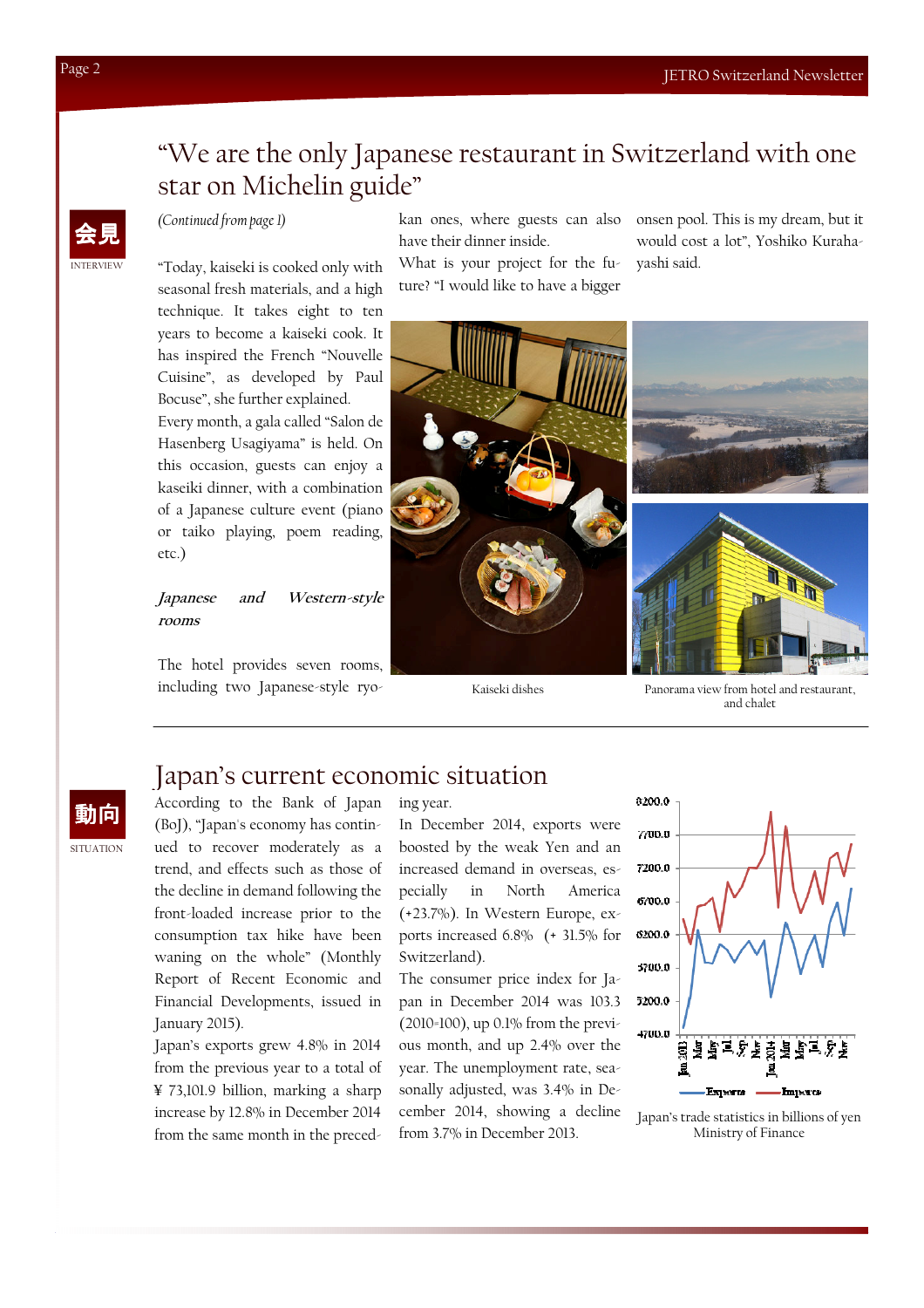# "We are the only Japanese restaurant in Switzerland with one star on Michelin guide"

会見

INTERVIEW

*(Continued from page 1)*

"Today, kaiseki is cooked only with seasonal fresh materials, and a high technique. It takes eight to ten years to become a kaiseki cook. It has inspired the French "Nouvelle Cuisine", as developed by Paul Bocuse", she further explained.

Every month, a gala called "Salon de Hasenberg Usagiyama" is held. On this occasion, guests can enjoy a kaseiki dinner, with a combination of a Japanese culture event (piano or taiko playing, poem reading, etc.)

***Japanese and Western-style rooms***

The hotel provides seven rooms, including two Japanese-style ryokan ones, where guests can also have their dinner inside.

What is your project for the future? "I would like to have a bigger onsen pool. This is my dream, but it would cost a lot", Yoshiko Kurahayashi said.

Kaiseki dishes

Panorama view from hotel and restaurant, and chalet

# Japan's current economic situation

動向

SITUATION

According to the Bank of Japan (BoJ), "Japan's economy has continued to recover moderately as a trend, and effects such as those of the decline in demand following the front-loaded increase prior to the consumption tax hike have been waning on the whole" (Monthly Report of Recent Economic and Financial Developments, issued in January 2015).

Japan's exports grew 4.8% in 2014 from the previous year to a total of ¥ 73,101.9 billion, marking a sharp increase by 12.8% in December 2014 from the same month in the preceding year.

In December 2014, exports were boosted by the weak Yen and an increased demand in overseas, especially in North America (+23.7%). In Western Europe, exports increased 6.8% (+ 31.5% for Switzerland).

The consumer price index for Japan in December 2014 was 103.3 (2010=100), up 0.1% from the previous month, and up 2.4% over the year. The unemployment rate, seasonally adjusted, was 3.4% in December 2014, showing a decline from 3.7% in December 2013.

8200.0
7700.0
7200.0
6700.0
6200.0
5700.0
5200.0
4700.0

Jan 2013, Mar, May, Jul, Sep, Nov, Jan 2014, Mar, May, Jul, Sep, Nov

Exports — Imports

Japan's trade statistics in billions of yen
Ministry of Finance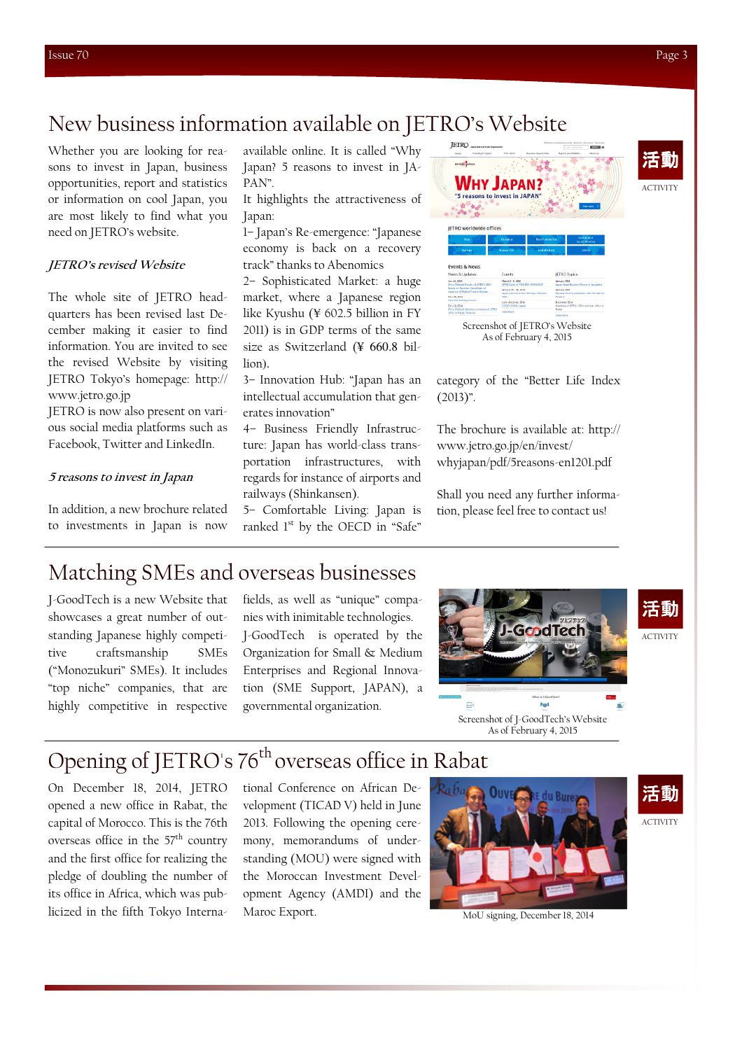# New business information available on JETRO's Website

Whether you are looking for reasons to invest in Japan, business opportunities, report and statistics or information on cool Japan, you are most likely to find what you need on JETRO's website.

*JETRO's revised Website*

The whole site of JETRO headquarters has been revised last December making it easier to find information. You are invited to see the revised Website by visiting JETRO Tokyo's homepage: http://www.jetro.go.jp

JETRO is now also present on various social media platforms such as Facebook, Twitter and LinkedIn.

*5 reasons to invest in Japan*

In addition, a new brochure related to investments in Japan is now available online. It is called "Why Japan? 5 reasons to invest in JAPAN".

It highlights the attractiveness of Japan:

1– Japan's Re-emergence: "Japanese economy is back on a recovery track" thanks to Abenomics

2– Sophisticated Market: a huge market, where a Japanese region like Kyushu (¥ 602.5 billion in FY 2011) is in GDP terms of the same size as Switzerland (¥ 660.8 billion).

3– Innovation Hub: "Japan has an intellectual accumulation that generates innovation"

4– Business Friendly Infrastructure: Japan has world-class transportation infrastructures, with regards for instance of airports and railways (Shinkansen).

5– Comfortable Living: Japan is ranked 1st by the OECD in "Safe" category of the "Better Life Index (2013)".

The brochure is available at: http://www.jetro.go.jp/en/invest/whyjapan/pdf/5reasons-en1201.pdf

Shall you need any further information, please feel free to contact us!

Screenshot of JETRO's Website
As of February 4, 2015

活動
ACTIVITY

# Matching SMEs and overseas businesses

J-GoodTech is a new Website that showcases a great number of outstanding Japanese highly competitive craftsmanship SMEs ("Monozukuri" SMEs). It includes "top niche" companies, that are highly competitive in respective fields, as well as "unique" companies with inimitable technologies.

J-GoodTech is operated by the Organization for Small & Medium Enterprises and Regional Innovation (SME Support, JAPAN), a governmental organization.

Screenshot of J-GoodTech's Website
As of February 4, 2015

活動
ACTIVITY

# Opening of JETRO's 76th overseas office in Rabat

On December 18, 2014, JETRO opened a new office in Rabat, the capital of Morocco. This is the 76th overseas office in the 57th country and the first office for realizing the pledge of doubling the number of its office in Africa, which was publicized in the fifth Tokyo International Conference on African Development (TICAD V) held in June 2013. Following the opening ceremony, memorandums of understanding (MOU) were signed with the Moroccan Investment Development Agency (AMDI) and the Maroc Export.

MoU signing, December 18, 2014

活動
ACTIVITY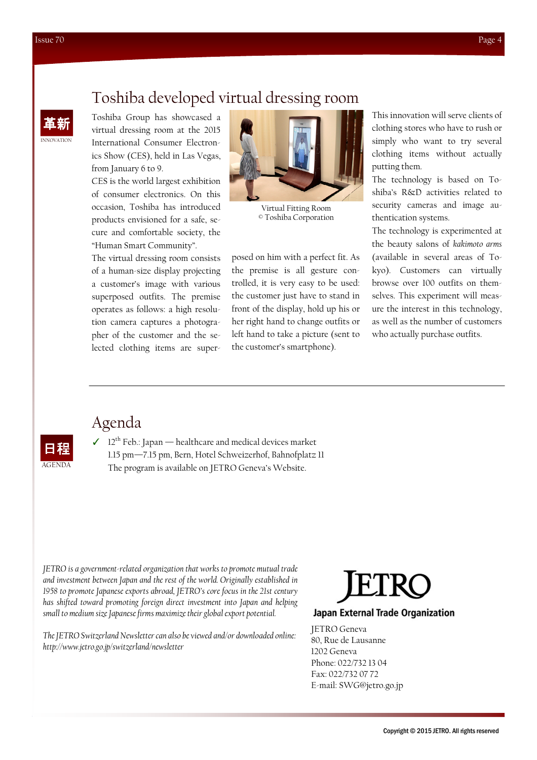## Toshiba developed virtual dressing room

革新

INNOVATION

Toshiba Group has showcased a virtual dressing room at the 2015 International Consumer Electronics Show (CES), held in Las Vegas, from January 6 to 9.

CES is the world largest exhibition of consumer electronics. On this occasion, Toshiba has introduced products envisioned for a safe, secure and comfortable society, the "Human Smart Community".

The virtual dressing room consists of a human-size display projecting a customer's image with various superposed outfits. The premise operates as follows: a high resolution camera captures a photographer of the customer and the selected clothing items are superposed on him with a perfect fit. As the premise is all gesture controlled, it is very easy to be used: the customer just have to stand in front of the display, hold up his or her right hand to change outfits or left hand to take a picture (sent to the customer's smartphone).

Virtual Fitting Room
© Toshiba Corporation

This innovation will serve clients of clothing stores who have to rush or simply who want to try several clothing items without actually putting them.

The technology is based on Toshiba's R&D activities related to security cameras and image authentication systems.

The technology is experimented at the beauty salons of *kakimoto arms* (available in several areas of Tokyo). Customers can virtually browse over 100 outfits on themselves. This experiment will measure the interest in this technology, as well as the number of customers who actually purchase outfits.

---

## Agenda

日程

AGENDA

- ✓ 12th Feb.: Japan — healthcare and medical devices market
  1.15 pm—7.15 pm, Bern, Hotel Schweizerhof, Bahnofplatz 11
  The program is available on JETRO Geneva's Website.

*JETRO is a government-related organization that works to promote mutual trade and investment between Japan and the rest of the world. Originally established in 1958 to promote Japanese exports abroad, JETRO's core focus in the 21st century has shifted toward promoting foreign direct investment into Japan and helping small to medium size Japanese firms maximize their global export potential.*

*The JETRO Switzerland Newsletter can also be viewed and/or downloaded online: http://www.jetro.go.jp/switzerland/newsletter*

JETRO
Japan External Trade Organization

JETRO Geneva
80, Rue de Lausanne
1202 Geneva
Phone: 022/732 13 04
Fax: 022/732 07 72
E-mail: SWG@jetro.go.jp

Copyright © 2015 JETRO. All rights reserved